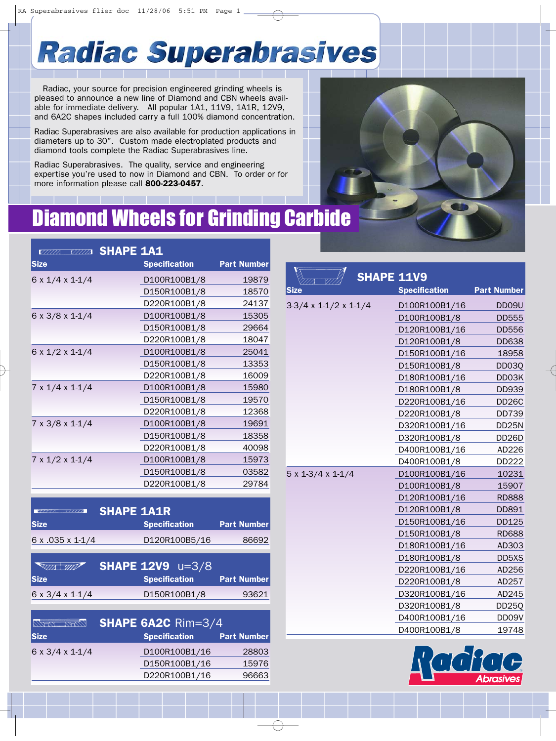# Radiac Superabrasives

Radiac, your source for precision engineered grinding wheels is pleased to announce a new line of Diamond and CBN wheels available for immediate delivery. All popular 1A1, 11V9, 1A1R, 12V9, and 6A2C shapes included carry a full 100% diamond concentration.

Radiac Superabrasives are also available for production applications in diameters up to 30". Custom made electroplated products and diamond tools complete the Radiac Superabrasives line.

Radiac Superabrasives. The quality, service and engineering expertise you're used to now in Diamond and CBN. To order or for more information please call **800-223-0457**.

## Diamond Wheels for Grinding Carbide

### SHAPE 1A1

| Size | Specification | Part Number |
|---|---|---|
| 6 x 1/4 x 1-1/4 | D100R100B1/8 | 19879 |
| | D150R100B1/8 | 18570 |
| | D220R100B1/8 | 24137 |
| 6 x 3/8 x 1-1/4 | D100R100B1/8 | 15305 |
| | D150R100B1/8 | 29664 |
| | D220R100B1/8 | 18047 |
| 6 x 1/2 x 1-1/4 | D100R100B1/8 | 25041 |
| | D150R100B1/8 | 13353 |
| | D220R100B1/8 | 16009 |
| 7 x 1/4 x 1-1/4 | D100R100B1/8 | 15980 |
| | D150R100B1/8 | 19570 |
| | D220R100B1/8 | 12368 |
| 7 x 3/8 x 1-1/4 | D100R100B1/8 | 19691 |
| | D150R100B1/8 | 18358 |
| | D220R100B1/8 | 40098 |
| 7 x 1/2 x 1-1/4 | D100R100B1/8 | 15973 |
| | D150R100B1/8 | 03582 |
| | D220R100B1/8 | 29784 |

### SHAPE 1A1R

| Size | Specification | Part Number |
|---|---|---|
| 6 x .035 x 1-1/4 | D120R100B5/16 | 86692 |

### SHAPE 12V9 u=3/8

| Size | Specification | Part Number |
|---|---|---|
| 6 x 3/4 x 1-1/4 | D150R100B1/8 | 93621 |

### SHAPE 6A2C Rim=3/4

| Size | Specification | Part Number |
|---|---|---|
| 6 x 3/4 x 1-1/4 | D100R100B1/16 | 28803 |
| | D150R100B1/16 | 15976 |
| | D220R100B1/16 | 96663 |

### SHAPE 11V9

| Size | Specification | Part Number |
|---|---|---|
| 3-3/4 x 1-1/2 x 1-1/4 | D100R100B1/16 | DD09U |
| | D100R100B1/8 | DD555 |
| | D120R100B1/16 | DD556 |
| | D120R100B1/8 | DD638 |
| | D150R100B1/16 | 18958 |
| | D150R100B1/8 | DD03Q |
| | D180R100B1/16 | DD03K |
| | D180R100B1/8 | DD939 |
| | D220R100B1/16 | DD26C |
| | D220R100B1/8 | DD739 |
| | D320R100B1/16 | DD25N |
| | D320R100B1/8 | DD26D |
| | D400R100B1/16 | AD226 |
| | D400R100B1/8 | DD222 |
| 5 x 1-3/4 x 1-1/4 | D100R100B1/16 | 10231 |
| | D100R100B1/8 | 15907 |
| | D120R100B1/16 | RD888 |
| | D120R100B1/8 | DD891 |
| | D150R100B1/16 | DD125 |
| | D150R100B1/8 | RD688 |
| | D180R100B1/16 | AD303 |
| | D180R100B1/8 | DD5XS |
| | D220R100B1/16 | AD256 |
| | D220R100B1/8 | AD257 |
| | D320R100B1/16 | AD245 |
| | D320R100B1/8 | DD25Q |
| | D400R100B1/16 | DD09V |
| | D400R100B1/8 | 19748 |

Radiac Abrasives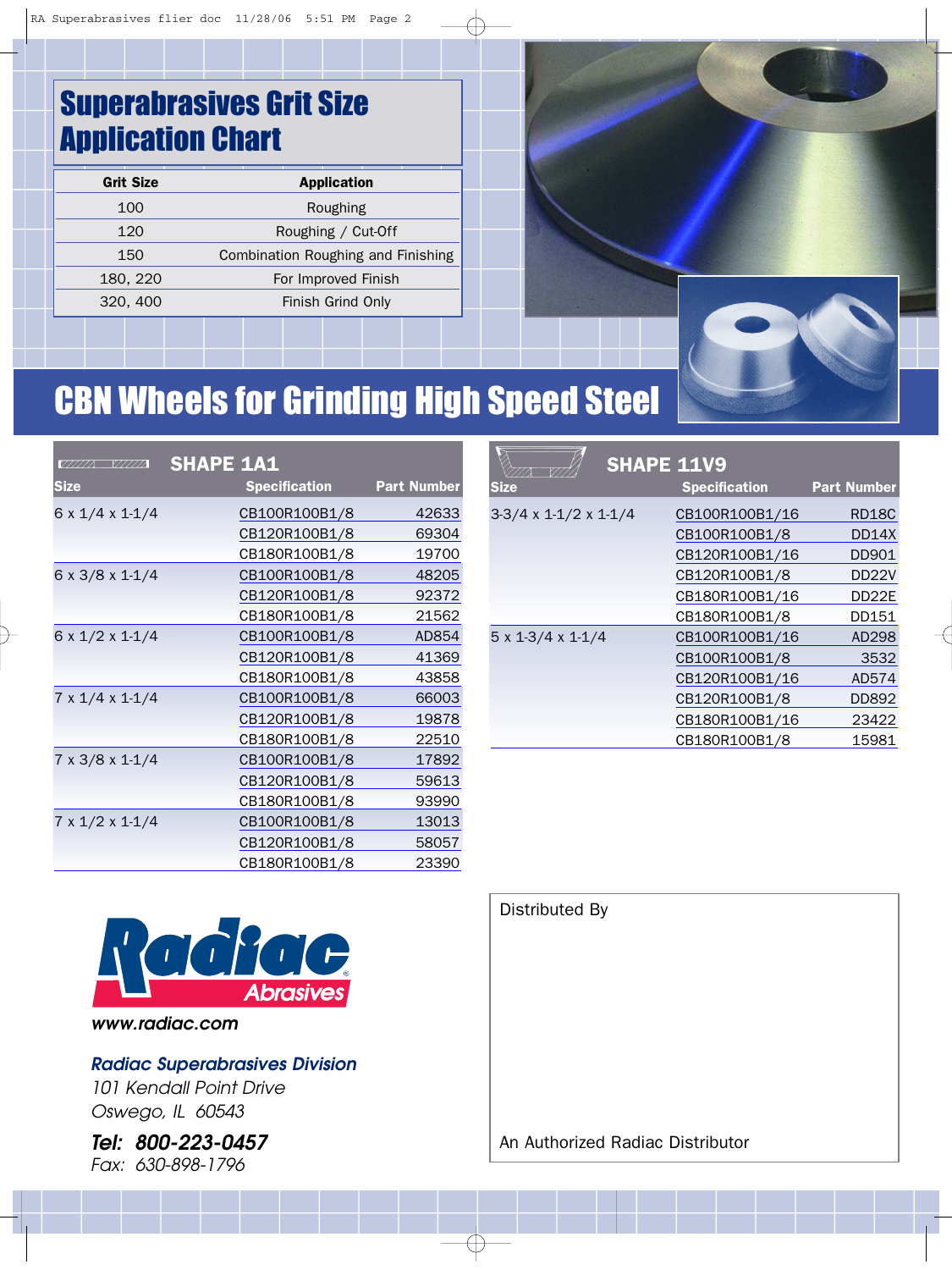# Superabrasives Grit Size Application Chart

| Grit Size | Application |
|---|---|
| 100 | Roughing |
| 120 | Roughing / Cut-Off |
| 150 | Combination Roughing and Finishing |
| 180, 220 | For Improved Finish |
| 320, 400 | Finish Grind Only |

# CBN Wheels for Grinding High Speed Steel

## SHAPE 1A1

| Size | Specification | Part Number |
|---|---|---|
| 6 x 1/4 x 1-1/4 | CB100R100B1/8 | 42633 |
| | CB120R100B1/8 | 69304 |
| | CB180R100B1/8 | 19700 |
| 6 x 3/8 x 1-1/4 | CB100R100B1/8 | 48205 |
| | CB120R100B1/8 | 92372 |
| | CB180R100B1/8 | 21562 |
| 6 x 1/2 x 1-1/4 | CB100R100B1/8 | AD854 |
| | CB120R100B1/8 | 41369 |
| | CB180R100B1/8 | 43858 |
| 7 x 1/4 x 1-1/4 | CB100R100B1/8 | 66003 |
| | CB120R100B1/8 | 19878 |
| | CB180R100B1/8 | 22510 |
| 7 x 3/8 x 1-1/4 | CB100R100B1/8 | 17892 |
| | CB120R100B1/8 | 59613 |
| | CB180R100B1/8 | 93990 |
| 7 x 1/2 x 1-1/4 | CB100R100B1/8 | 13013 |
| | CB120R100B1/8 | 58057 |
| | CB180R100B1/8 | 23390 |

## SHAPE 11V9

| Size | Specification | Part Number |
|---|---|---|
| 3-3/4 x 1-1/2 x 1-1/4 | CB100R100B1/16 | RD18C |
| | CB100R100B1/8 | DD14X |
| | CB120R100B1/16 | DD901 |
| | CB120R100B1/8 | DD22V |
| | CB180R100B1/16 | DD22E |
| | CB180R100B1/8 | DD151 |
| 5 x 1-3/4 x 1-1/4 | CB100R100B1/16 | AD298 |
| | CB100R100B1/8 | 3532 |
| | CB120R100B1/16 | AD574 |
| | CB120R100B1/8 | DD892 |
| | CB180R100B1/16 | 23422 |
| | CB180R100B1/8 | 15981 |

Radiac Abrasives

*www.radiac.com*

*Radiac Superabrasives Division*
*101 Kendall Point Drive*
*Oswego, IL 60543*

***Tel: 800-223-0457***
*Fax: 630-898-1796*

Distributed By

An Authorized Radiac Distributor